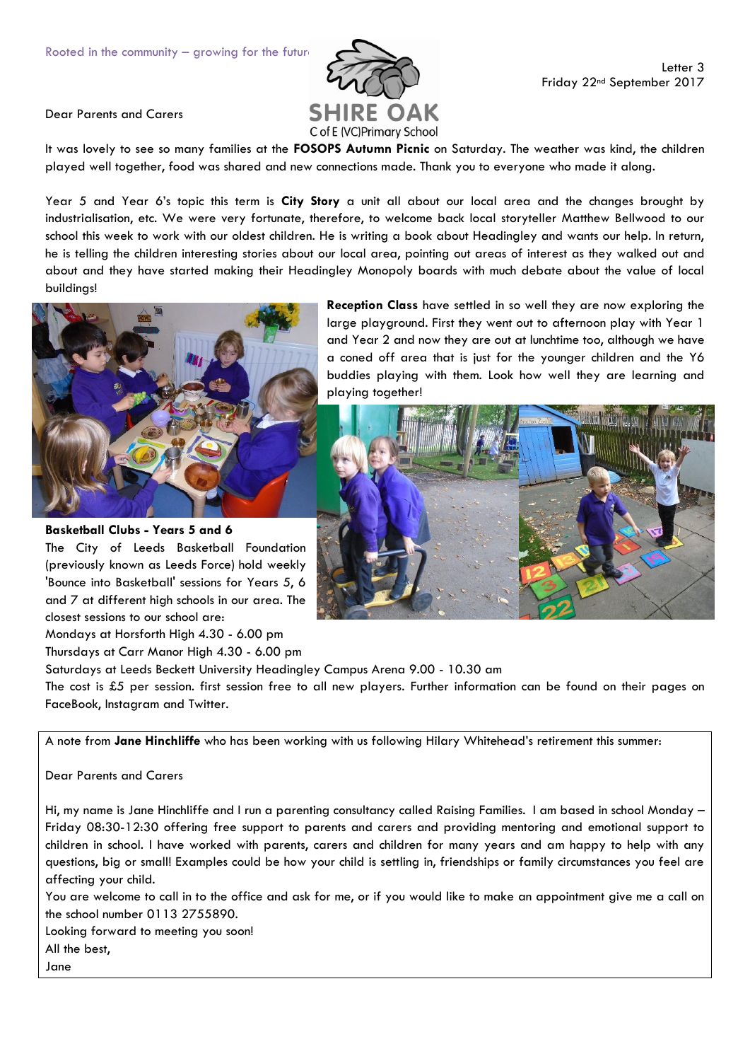Rooted in the community – growing for the future

SHIRE OAK
C of E (VC)Primary School

Letter 3
Friday 22nd September 2017

Dear Parents and Carers

It was lovely to see so many families at the **FOSOPS Autumn Picnic** on Saturday. The weather was kind, the children played well together, food was shared and new connections made. Thank you to everyone who made it along.

Year 5 and Year 6's topic this term is **City Story** a unit all about our local area and the changes brought by industrialisation, etc. We were very fortunate, therefore, to welcome back local storyteller Matthew Bellwood to our school this week to work with our oldest children. He is writing a book about Headingley and wants our help. In return, he is telling the children interesting stories about our local area, pointing out areas of interest as they walked out and about and they have started making their Headingley Monopoly boards with much debate about the value of local buildings!

**Reception Class** have settled in so well they are now exploring the large playground. First they went out to afternoon play with Year 1 and Year 2 and now they are out at lunchtime too, although we have a coned off area that is just for the younger children and the Y6 buddies playing with them. Look how well they are learning and playing together!

**Basketball Clubs - Years 5 and 6**

The City of Leeds Basketball Foundation (previously known as Leeds Force) hold weekly 'Bounce into Basketball' sessions for Years 5, 6 and 7 at different high schools in our area. The closest sessions to our school are:

Mondays at Horsforth High 4.30 - 6.00 pm
Thursdays at Carr Manor High 4.30 - 6.00 pm
Saturdays at Leeds Beckett University Headingley Campus Arena 9.00 - 10.30 am

The cost is £5 per session. first session free to all new players. Further information can be found on their pages on FaceBook, Instagram and Twitter.

A note from **Jane Hinchliffe** who has been working with us following Hilary Whitehead's retirement this summer:

Dear Parents and Carers

Hi, my name is Jane Hinchliffe and I run a parenting consultancy called Raising Families. I am based in school Monday – Friday 08:30-12:30 offering free support to parents and carers and providing mentoring and emotional support to children in school. I have worked with parents, carers and children for many years and am happy to help with any questions, big or small! Examples could be how your child is settling in, friendships or family circumstances you feel are affecting your child.

You are welcome to call in to the office and ask for me, or if you would like to make an appointment give me a call on the school number 0113 2755890.

Looking forward to meeting you soon!

All the best,

Jane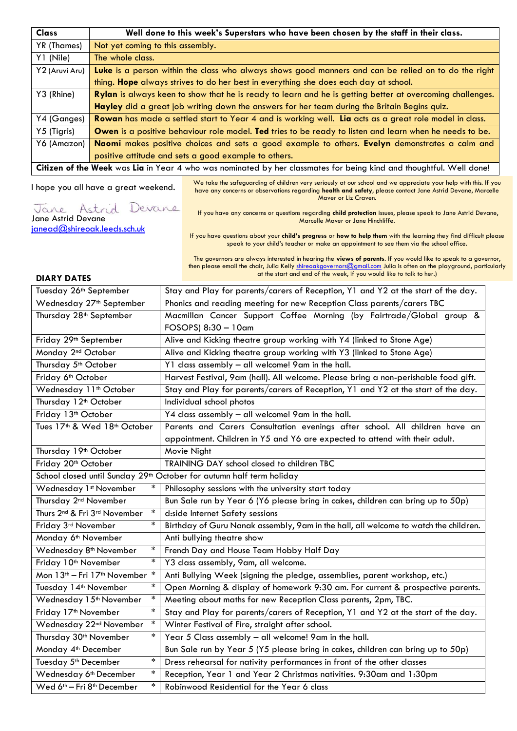| Class | Well done to this week's Superstars who have been chosen by the staff in their class. |
|---|---|
| YR (Thames) | Not yet coming to this assembly. |
| Y1 (Nile) | The whole class. |
| Y2 (Aruvi Aru) | **Luke** is a person within the class who always shows good manners and can be relied on to do the right thing. **Hope** always strives to do her best in everything she does each day at school. |
| Y3 (Rhine) | **Rylan** is always keen to show that he is ready to learn and he is getting better at overcoming challenges. **Hayley** did a great job writing down the answers for her team during the Britain Begins quiz. |
| Y4 (Ganges) | **Rowan** has made a settled start to Year 4 and is working well. **Lia** acts as a great role model in class. |
| Y5 (Tigris) | **Owen** is a positive behaviour role model. **Ted** tries to be ready to listen and learn when he needs to be. |
| Y6 (Amazon) | **Naomi** makes positive choices and sets a good example to others. **Evelyn** demonstrates a calm and positive attitude and sets a good example to others. |
| **Citizen of the Week** was **Lia** in Year 4 who was nominated by her classmates for being kind and thoughtful. Well done! | |

I hope you all have a great weekend.

Jane Astrid Devane

Jane Astrid Devane
janead@shireoak.leeds.sch.uk

We take the safeguarding of children very seriously at our school and we appreciate your help with this. If you have any concerns or observations regarding **health and safety**, please contact Jane Astrid Devane, Marcelle Maver or Liz Craven.

If you have any concerns or questions regarding **child protection** issues, please speak to Jane Astrid Devane, Marcelle Maver or Jane Hinchliffe.

If you have questions about your **child's progress** or **how to help them** with the learning they find difficult please speak to your child's teacher or make an appointment to see them via the school office.

The governors are always interested in hearing the **views of parents**. If you would like to speak to a governor, then please email the chair, Julia Kelly shireoakgovernors@gmail.com Julia is often on the playground, particularly at the start and end of the week, if you would like to talk to her.)

**DIARY DATES**

| Date | Event |
|---|---|
| Tuesday 26th September | Stay and Play for parents/carers of Reception, Y1 and Y2 at the start of the day. |
| Wednesday 27th September | Phonics and reading meeting for new Reception Class parents/carers TBC |
| Thursday 28th September | Macmillan Cancer Support Coffee Morning (by Fairtrade/Global group & FOSOPS) 8:30 – 10am |
| Friday 29th September | Alive and Kicking theatre group working with Y4 (linked to Stone Age) |
| Monday 2nd October | Alive and Kicking theatre group working with Y3 (linked to Stone Age) |
| Thursday 5th October | Y1 class assembly – all welcome! 9am in the hall. |
| Friday 6th October | Harvest Festival, 9am (hall). All welcome. Please bring a non-perishable food gift. |
| Wednesday 11th October | Stay and Play for parents/carers of Reception, Y1 and Y2 at the start of the day. |
| Thursday 12th October | Individual school photos |
| Friday 13th October | Y4 class assembly – all welcome! 9am in the hall. |
| Tues 17th & Wed 18th October | Parents and Carers Consultation evenings after school. All children have an appointment. Children in Y5 and Y6 are expected to attend with their adult. |
| Thursday 19th October | Movie Night |
| Friday 20th October | TRAINING DAY school closed to children TBC |
| School closed until Sunday 29th October for autumn half term holiday | |
| Wednesday 1st November * | Philosophy sessions with the university start today |
| Thursday 2nd November | Bun Sale run by Year 6 (Y6 please bring in cakes, children can bring up to 50p) |
| Thurs 2nd & Fri 3rd November * | d:side Internet Safety sessions |
| Friday 3rd November * | Birthday of Guru Nanak assembly, 9am in the hall, all welcome to watch the children. |
| Monday 6th November | Anti bullying theatre show |
| Wednesday 8th November * | French Day and House Team Hobby Half Day |
| Friday 10th November * | Y3 class assembly, 9am, all welcome. |
| Mon 13th – Fri 17th November * | Anti Bullying Week (signing the pledge, assemblies, parent workshop, etc.) |
| Tuesday 14th November * | Open Morning & display of homework 9:30 am. For current & prospective parents. |
| Wednesday 15th November * | Meeting about maths for new Reception Class parents, 2pm, TBC. |
| Friday 17th November * | Stay and Play for parents/carers of Reception, Y1 and Y2 at the start of the day. |
| Wednesday 22nd November * | Winter Festival of Fire, straight after school. |
| Thursday 30th November * | Year 5 Class assembly – all welcome! 9am in the hall. |
| Monday 4th December | Bun Sale run by Year 5 (Y5 please bring in cakes, children can bring up to 50p) |
| Tuesday 5th December * | Dress rehearsal for nativity performances in front of the other classes |
| Wednesday 6th December * | Reception, Year 1 and Year 2 Christmas nativities. 9:30am and 1:30pm |
| Wed 6th – Fri 8th December * | Robinwood Residential for the Year 6 class |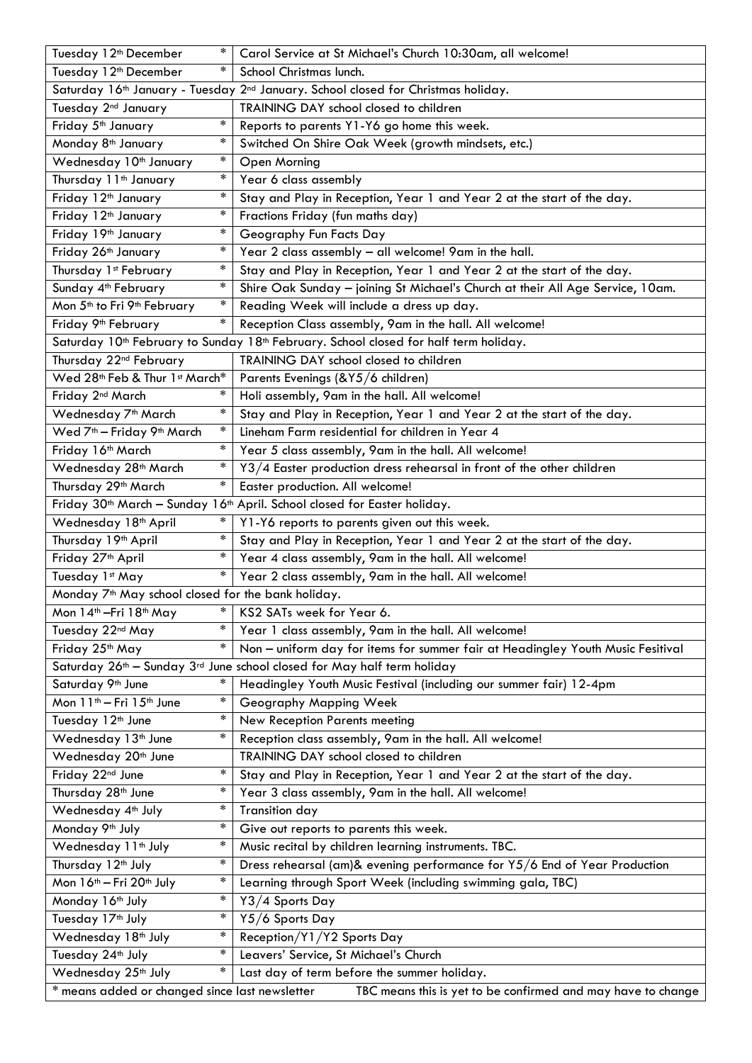| | |
|---|---|
| Tuesday 12th December * | Carol Service at St Michael's Church 10:30am, all welcome! |
| Tuesday 12th December * | School Christmas lunch. |
| Saturday 16th January - Tuesday 2nd January. School closed for Christmas holiday. | |
| Tuesday 2nd January | TRAINING DAY school closed to children |
| Friday 5th January * | Reports to parents Y1-Y6 go home this week. |
| Monday 8th January * | Switched On Shire Oak Week (growth mindsets, etc.) |
| Wednesday 10th January * | Open Morning |
| Thursday 11th January * | Year 6 class assembly |
| Friday 12th January * | Stay and Play in Reception, Year 1 and Year 2 at the start of the day. |
| Friday 12th January * | Fractions Friday (fun maths day) |
| Friday 19th January * | Geography Fun Facts Day |
| Friday 26th January * | Year 2 class assembly – all welcome! 9am in the hall. |
| Thursday 1st February * | Stay and Play in Reception, Year 1 and Year 2 at the start of the day. |
| Sunday 4th February * | Shire Oak Sunday – joining St Michael's Church at their All Age Service, 10am. |
| Mon 5th to Fri 9th February * | Reading Week will include a dress up day. |
| Friday 9th February * | Reception Class assembly, 9am in the hall. All welcome! |
| Saturday 10th February to Sunday 18th February. School closed for half term holiday. | |
| Thursday 22nd February | TRAINING DAY school closed to children |
| Wed 28th Feb & Thur 1st March* | Parents Evenings (&Y5/6 children) |
| Friday 2nd March * | Holi assembly, 9am in the hall. All welcome! |
| Wednesday 7th March * | Stay and Play in Reception, Year 1 and Year 2 at the start of the day. |
| Wed 7th – Friday 9th March * | Lineham Farm residential for children in Year 4 |
| Friday 16th March * | Year 5 class assembly, 9am in the hall. All welcome! |
| Wednesday 28th March * | Y3/4 Easter production dress rehearsal in front of the other children |
| Thursday 29th March * | Easter production. All welcome! |
| Friday 30th March – Sunday 16th April. School closed for Easter holiday. | |
| Wednesday 18th April * | Y1-Y6 reports to parents given out this week. |
| Thursday 19th April * | Stay and Play in Reception, Year 1 and Year 2 at the start of the day. |
| Friday 27th April * | Year 4 class assembly, 9am in the hall. All welcome! |
| Tuesday 1st May * | Year 2 class assembly, 9am in the hall. All welcome! |
| Monday 7th May school closed for the bank holiday. | |
| Mon 14th –Fri 18th May * | KS2 SATs week for Year 6. |
| Tuesday 22nd May * | Year 1 class assembly, 9am in the hall. All welcome! |
| Friday 25th May * | Non – uniform day for items for summer fair at Headingley Youth Music Fesitival |
| Saturday 26th – Sunday 3rd June school closed for May half term holiday | |
| Saturday 9th June * | Headingley Youth Music Festival (including our summer fair) 12-4pm |
| Mon 11th – Fri 15th June * | Geography Mapping Week |
| Tuesday 12th June * | New Reception Parents meeting |
| Wednesday 13th June * | Reception class assembly, 9am in the hall. All welcome! |
| Wednesday 20th June | TRAINING DAY school closed to children |
| Friday 22nd June * | Stay and Play in Reception, Year 1 and Year 2 at the start of the day. |
| Thursday 28th June * | Year 3 class assembly, 9am in the hall. All welcome! |
| Wednesday 4th July * | Transition day |
| Monday 9th July * | Give out reports to parents this week. |
| Wednesday 11th July * | Music recital by children learning instruments. TBC. |
| Thursday 12th July * | Dress rehearsal (am)& evening performance for Y5/6 End of Year Production |
| Mon 16th – Fri 20th July * | Learning through Sport Week (including swimming gala, TBC) |
| Monday 16th July * | Y3/4 Sports Day |
| Tuesday 17th July * | Y5/6 Sports Day |
| Wednesday 18th July * | Reception/Y1/Y2 Sports Day |
| Tuesday 24th July * | Leavers' Service, St Michael's Church |
| Wednesday 25th July * | Last day of term before the summer holiday. |
| * means added or changed since last newsletter | TBC means this is yet to be confirmed and may have to change |